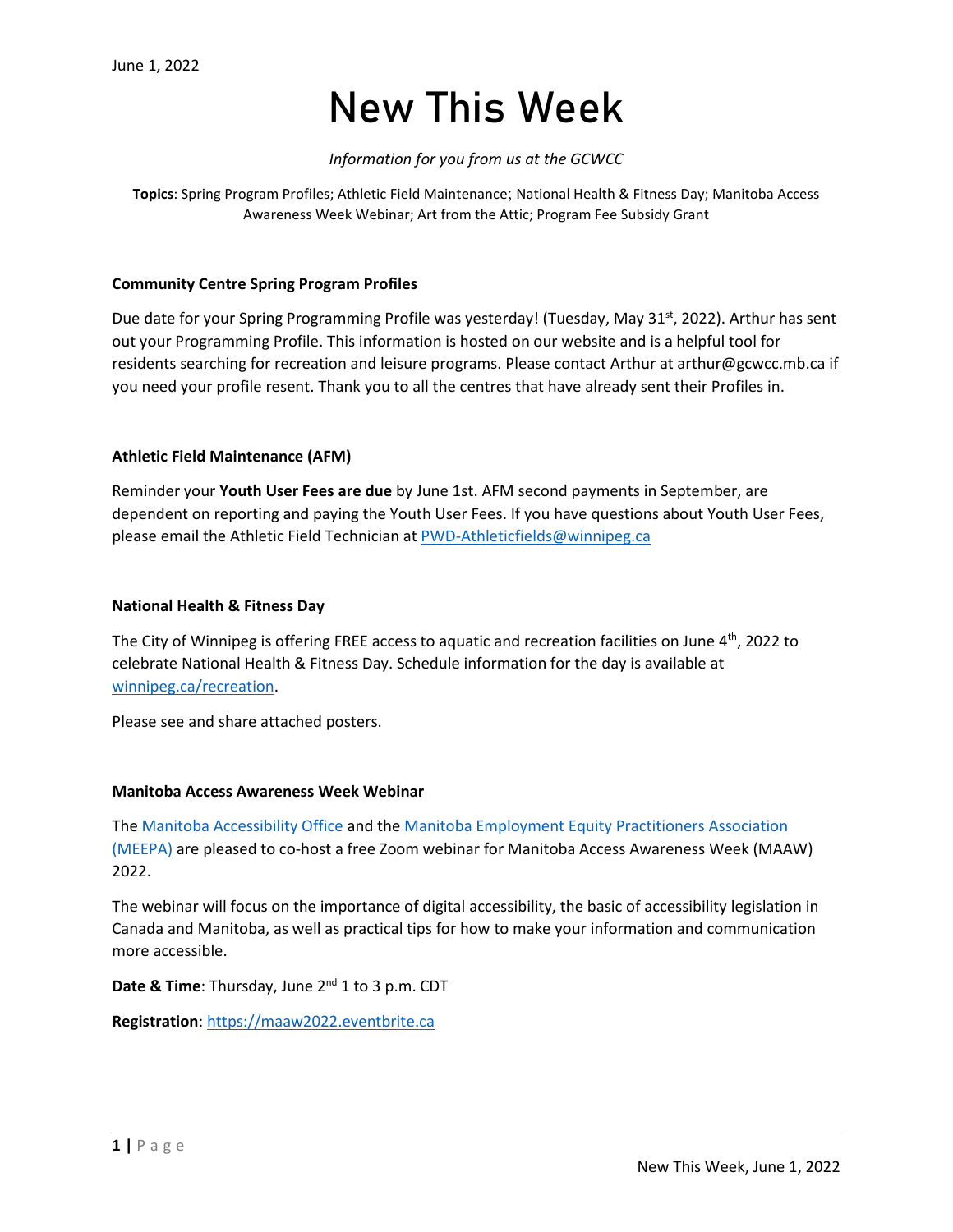June 1, 2022

# New This Week

*Information for you from us at the GCWCC*

**Topics**: Spring Program Profiles; Athletic Field Maintenance; National Health & Fitness Day; Manitoba Access Awareness Week Webinar; Art from the Attic; Program Fee Subsidy Grant

### Community Centre Spring Program Profiles

Due date for your Spring Programming Profile was yesterday! (Tuesday, May 31st, 2022). Arthur has sent out your Programming Profile. This information is hosted on our website and is a helpful tool for residents searching for recreation and leisure programs. Please contact Arthur at arthur@gcwcc.mb.ca if you need your profile resent. Thank you to all the centres that have already sent their Profiles in.

### Athletic Field Maintenance (AFM)

Reminder your **Youth User Fees are due** by June 1st. AFM second payments in September, are dependent on reporting and paying the Youth User Fees. If you have questions about Youth User Fees, please email the Athletic Field Technician at PWD-Athleticfields@winnipeg.ca

### National Health & Fitness Day

The City of Winnipeg is offering FREE access to aquatic and recreation facilities on June 4th, 2022 to celebrate National Health & Fitness Day. Schedule information for the day is available at winnipeg.ca/recreation.

Please see and share attached posters.

### Manitoba Access Awareness Week Webinar

The Manitoba Accessibility Office and the Manitoba Employment Equity Practitioners Association (MEEPA) are pleased to co-host a free Zoom webinar for Manitoba Access Awareness Week (MAAW) 2022.

The webinar will focus on the importance of digital accessibility, the basic of accessibility legislation in Canada and Manitoba, as well as practical tips for how to make your information and communication more accessible.

**Date & Time**: Thursday, June 2nd 1 to 3 p.m. CDT

**Registration**: https://maaw2022.eventbrite.ca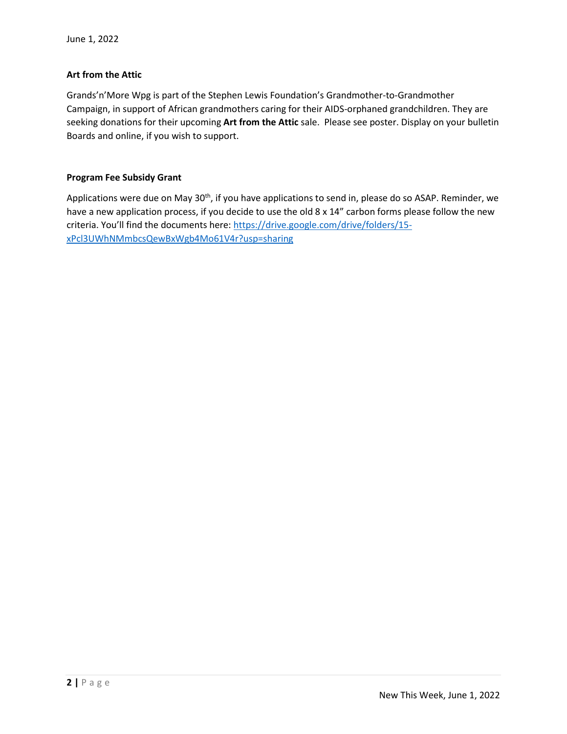June 1, 2022

**Art from the Attic**

Grands'n'More Wpg is part of the Stephen Lewis Foundation's Grandmother-to-Grandmother Campaign, in support of African grandmothers caring for their AIDS-orphaned grandchildren. They are seeking donations for their upcoming **Art from the Attic** sale. Please see poster. Display on your bulletin Boards and online, if you wish to support.

**Program Fee Subsidy Grant**

Applications were due on May 30th, if you have applications to send in, please do so ASAP. Reminder, we have a new application process, if you decide to use the old 8 x 14" carbon forms please follow the new criteria. You'll find the documents here: [https://drive.google.com/drive/folders/15-xPcl3UWhNMmbcsQewBxWgb4Mo61V4r?usp=sharing](https://drive.google.com/drive/folders/15-xPcl3UWhNMmbcsQewBxWgb4Mo61V4r?usp=sharing)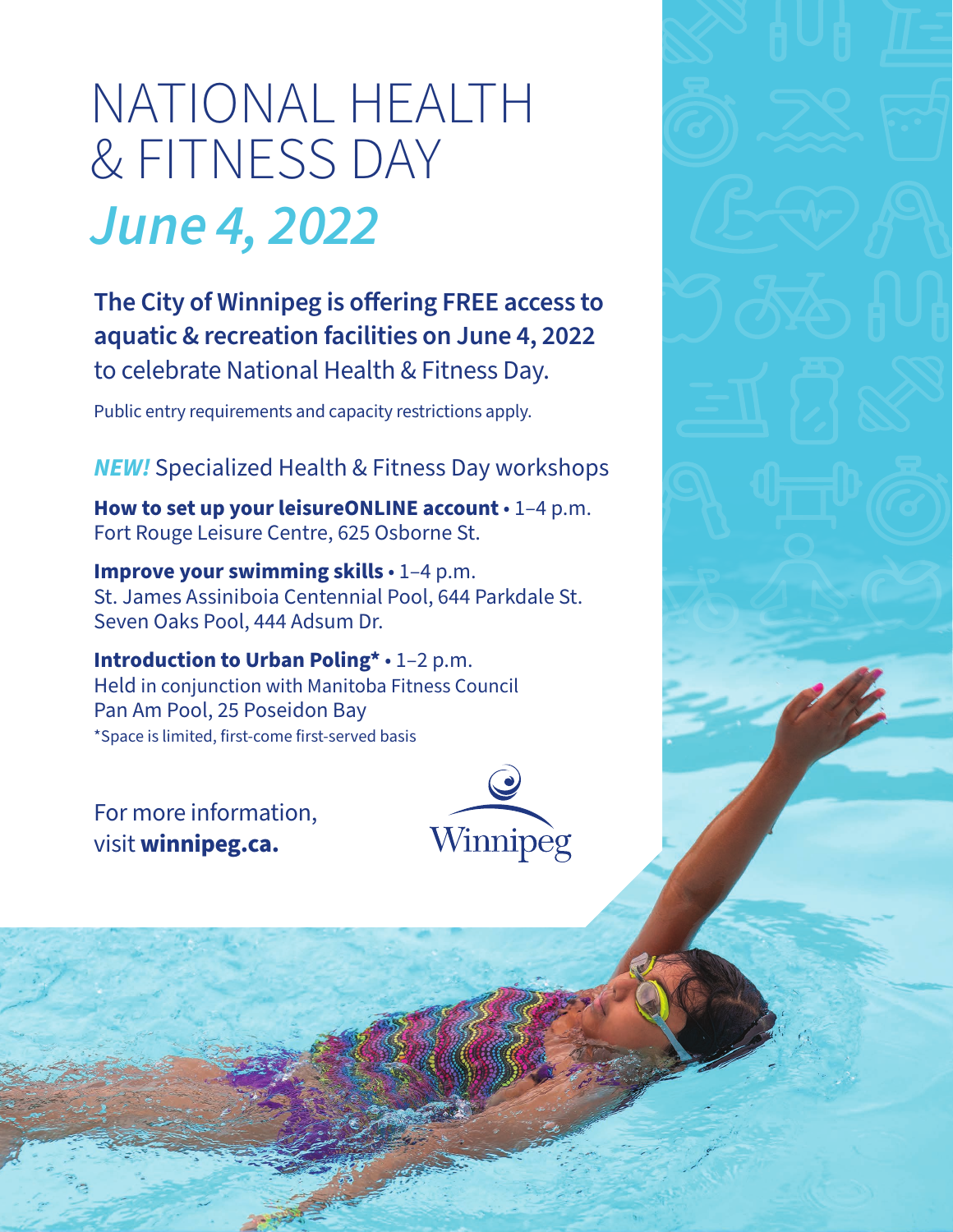# NATIONAL HEALTH & FITNESS DAY

## *June 4, 2022*

**The City of Winnipeg is offering FREE access to aquatic & recreation facilities on June 4, 2022** to celebrate National Health & Fitness Day.

Public entry requirements and capacity restrictions apply.

### ***NEW!*** Specialized Health & Fitness Day workshops

**How to set up your leisureONLINE account** • 1–4 p.m.
Fort Rouge Leisure Centre, 625 Osborne St.

**Improve your swimming skills** • 1–4 p.m.
St. James Assiniboia Centennial Pool, 644 Parkdale St.
Seven Oaks Pool, 444 Adsum Dr.

**Introduction to Urban Poling*** • 1–2 p.m.
Held in conjunction with Manitoba Fitness Council
Pan Am Pool, 25 Poseidon Bay
*Space is limited, first-come first-served basis

For more information, visit **winnipeg.ca.**

Winnipeg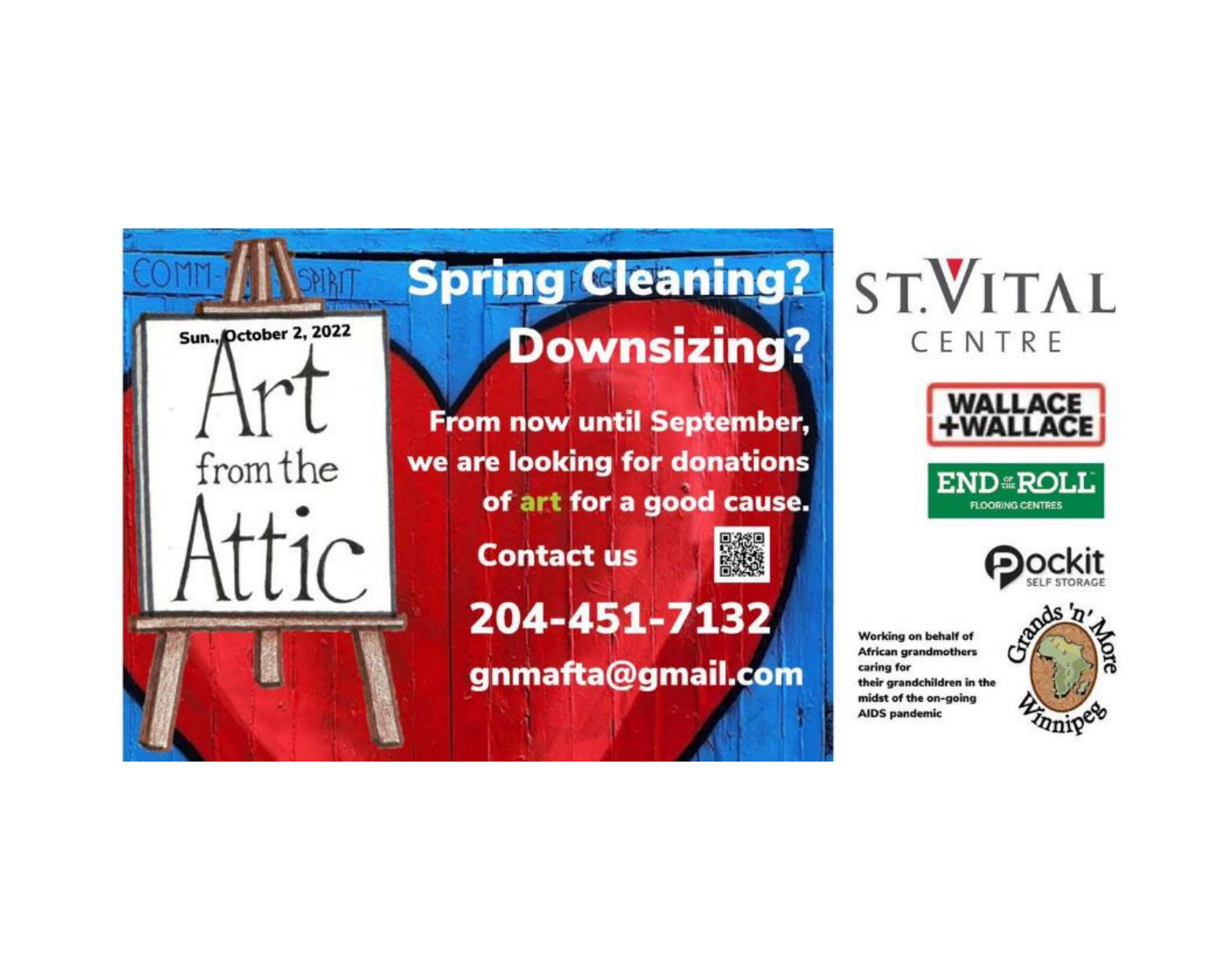Sun., October 2, 2022

# Art from the Attic

## Spring Cleaning?

## Downsizing?

**From now until September, we are looking for donations of art for a good cause.**

**Contact us**

**204-451-7132**

**gnmafta@gmail.com**

ST.VITAL CENTRE

WALLACE +WALLACE

END OF THE ROLL FLOORING CENTRES

Pockit SELF STORAGE

**Working on behalf of African grandmothers caring for their grandchildren in the midst of the on-going AIDS pandemic**

Grands 'n' More Winnipeg